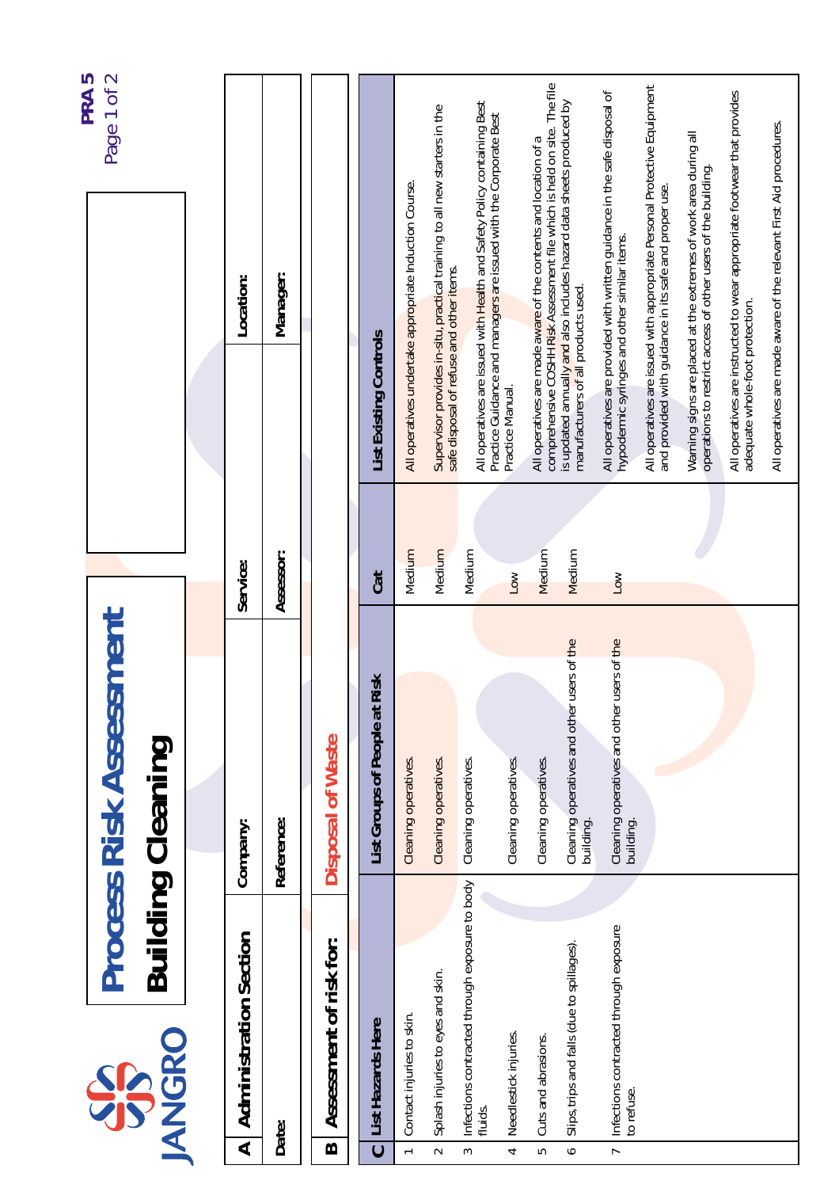JANGRO

# Process Risk Assessment

## Building Cleaning

| A | Administration Section | Company: | Service: | Location: |
|---|---|---|---|---|
| | Date: | Reference: | Assessor: | Manager: |

| B | Assessment of risk for: | Disposal of Waste |
|---|---|---|

| C | List Hazards Here | List Groups of People at Risk | Cat | List Existing Controls |
|---|---|---|---|---|
| 1 | Contact injuries to skin. | Cleaning operatives. | Medium | All operatives undertake appropriate Induction Course. |
| 2 | Splash injuries to eyes and skin. | Cleaning operatives. | Medium | Supervisor provides in-situ, practical training to all new starters in the safe disposal of refuse and other items. |
| 3 | Infections contracted through exposure to body fluids. | Cleaning operatives. | Medium | All operatives are issued with Health and Safety Policy containing Best Practice Guidance and managers are issued with the Corporate Best Practice Manual. |
| 4 | Needlestick injuries. | Cleaning operatives. | Low | All operatives are made aware of the contents and location of a comprehensive COSHH Risk Assessment file which is held on site. The file is updated annually and also includes hazard data sheets produced by manufacturers of all products used. |
| 5 | Cuts and abrasions. | Cleaning operatives. | Medium | All operatives are provided with written guidance in the safe disposal of hypodermic syringes and other similar items. |
| 6 | Slips, trips and falls (due to spillages). | Cleaning operatives and other users of the building. | Medium | All operatives are issued with appropriate Personal Protective Equipment and provided with guidance in its safe and proper use. |
| 7 | Infections contracted through exposure to refuse. | Cleaning operatives and other users of the building. | Low | Warning signs are placed at the extremes of work area during all operations to restrict access of other users of the building. |
| | | | | All operatives are instructed to wear appropriate footwear that provides adequate whole-foot protection. |
| | | | | All operatives are made aware of the relevant First Aid procedures. |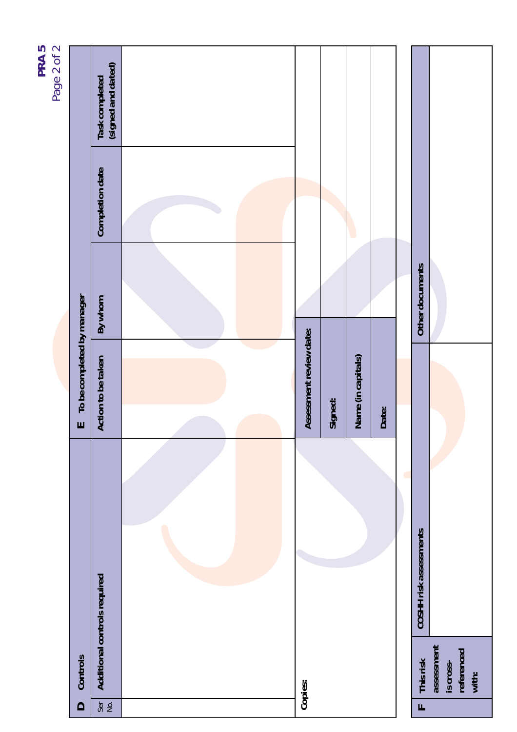| D Controls | | E To be completed by manager | | | |
|---|---|---|---|---|---|
| Ser No. | Additional controls required | Action to be taken | By whom | Completion date | Task completed (signed and dated) |
| | | | | | |

| Copies: | Assessment review date: | |
|---|---|---|
| | Signed: | |
| | Name (in capitals) | |
| | Date: | |

| F This risk assessment is cross-referenced with: | COSHH risk assessments | Other documents |
|---|---|---|
| | | |